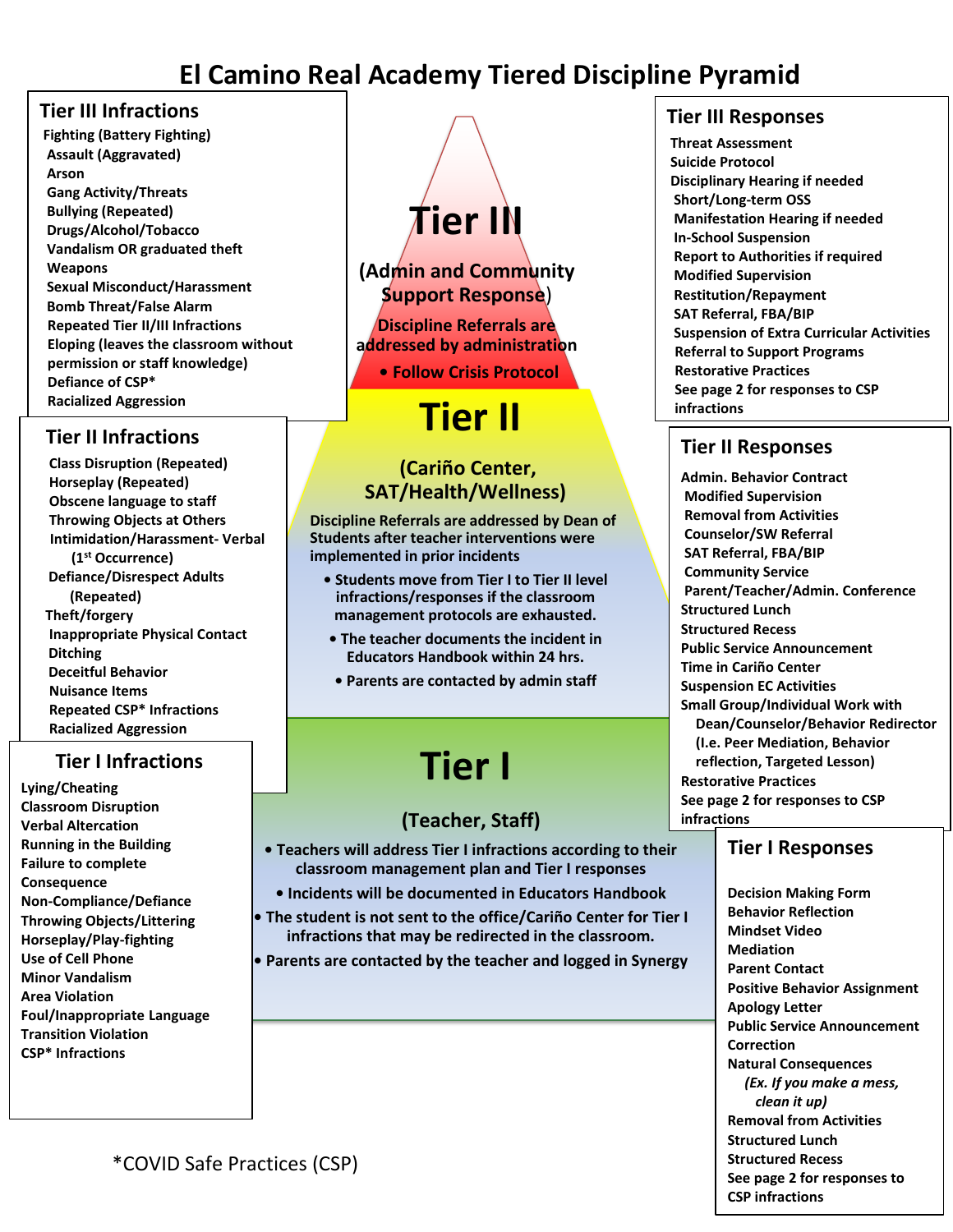# El Camino Real Academy Tiered Discipline Pyramid

## Tier III

**(Admin and Community Support Response)**

**Discipline Referrals are addressed by administration**

- Follow Crisis Protocol

### Tier III Infractions

- Fighting (Battery Fighting)
- Assault (Aggravated)
- Arson
- Gang Activity/Threats
- Bullying (Repeated)
- Drugs/Alcohol/Tobacco
- Vandalism OR graduated theft
- Weapons
- Sexual Misconduct/Harassment
- Bomb Threat/False Alarm
- Repeated Tier II/III Infractions
- Eloping (leaves the classroom without permission or staff knowledge)
- Defiance of CSP*
- Racialized Aggression

### Tier III Responses

- Threat Assessment
- Suicide Protocol
- Disciplinary Hearing if needed
- Short/Long-term OSS
- Manifestation Hearing if needed
- In-School Suspension
- Report to Authorities if required
- Modified Supervision
- Restitution/Repayment
- SAT Referral, FBA/BIP
- Suspension of Extra Curricular Activities
- Referral to Support Programs
- Restorative Practices
- See page 2 for responses to CSP infractions

## Tier II

**(Cariño Center, SAT/Health/Wellness)**

Discipline Referrals are addressed by Dean of Students after teacher interventions were implemented in prior incidents

- Students move from Tier I to Tier II level infractions/responses if the classroom management protocols are exhausted.
- The teacher documents the incident in Educators Handbook within 24 hrs.
- Parents are contacted by admin staff

### Tier II Infractions

- Class Disruption (Repeated)
- Horseplay (Repeated)
- Obscene language to staff
- Throwing Objects at Others
- Intimidation/Harassment- Verbal (1st Occurrence)
- Defiance/Disrespect Adults (Repeated)
- Theft/forgery
- Inappropriate Physical Contact
- Ditching
- Deceitful Behavior
- Nuisance Items
- Repeated CSP* Infractions
- Racialized Aggression

### Tier II Responses

- Admin. Behavior Contract
- Modified Supervision
- Removal from Activities
- Counselor/SW Referral
- SAT Referral, FBA/BIP
- Community Service
- Parent/Teacher/Admin. Conference
- Structured Lunch
- Structured Recess
- Public Service Announcement
- Time in Cariño Center
- Suspension EC Activities
- Small Group/Individual Work with Dean/Counselor/Behavior Redirector (I.e. Peer Mediation, Behavior reflection, Targeted Lesson)
- Restorative Practices
- See page 2 for responses to CSP infractions

## Tier I

**(Teacher, Staff)**

- Teachers will address Tier I infractions according to their classroom management plan and Tier I responses
- Incidents will be documented in Educators Handbook
- The student is not sent to the office/Cariño Center for Tier I infractions that may be redirected in the classroom.
- Parents are contacted by the teacher and logged in Synergy

### Tier I Infractions

- Lying/Cheating
- Classroom Disruption
- Verbal Altercation
- Running in the Building
- Failure to complete Consequence
- Non-Compliance/Defiance
- Throwing Objects/Littering
- Horseplay/Play-fighting
- Use of Cell Phone
- Minor Vandalism
- Area Violation
- Foul/Inappropriate Language
- Transition Violation
- CSP* Infractions

### Tier I Responses

- Decision Making Form
- Behavior Reflection
- Mindset Video
- Mediation
- Parent Contact
- Positive Behavior Assignment
- Apology Letter
- Public Service Announcement
- Correction
- Natural Consequences *(Ex. If you make a mess, clean it up)*
- Removal from Activities
- Structured Lunch
- Structured Recess
- See page 2 for responses to CSP infractions

*COVID Safe Practices (CSP)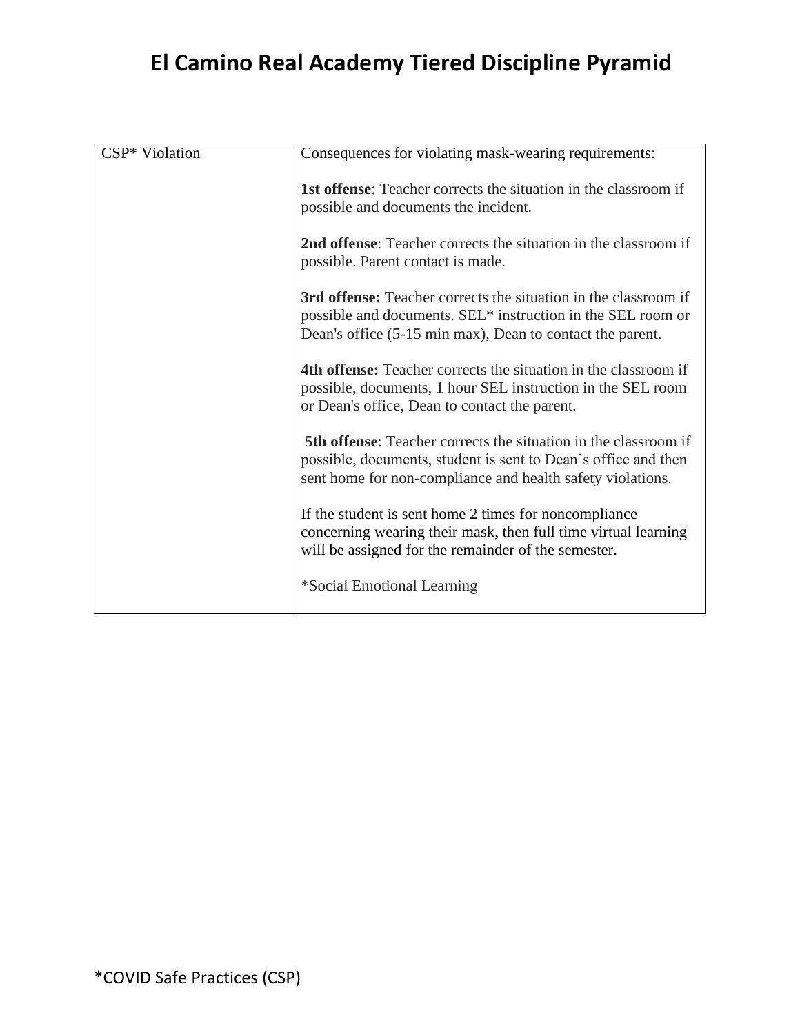# El Camino Real Academy Tiered Discipline Pyramid

| | |
|---|---|
| CSP* Violation | Consequences for violating mask-wearing requirements:<br><br>**1st offense**: Teacher corrects the situation in the classroom if possible and documents the incident.<br><br>**2nd offense**: Teacher corrects the situation in the classroom if possible. Parent contact is made.<br><br>**3rd offense:** Teacher corrects the situation in the classroom if possible and documents. SEL* instruction in the SEL room or Dean's office (5-15 min max), Dean to contact the parent.<br><br>**4th offense:** Teacher corrects the situation in the classroom if possible, documents, 1 hour SEL instruction in the SEL room or Dean's office, Dean to contact the parent.<br><br>**5th offense**: Teacher corrects the situation in the classroom if possible, documents, student is sent to Dean's office and then sent home for non-compliance and health safety violations.<br><br>If the student is sent home 2 times for noncompliance concerning wearing their mask, then full time virtual learning will be assigned for the remainder of the semester.<br><br>*Social Emotional Learning |

*COVID Safe Practices (CSP)